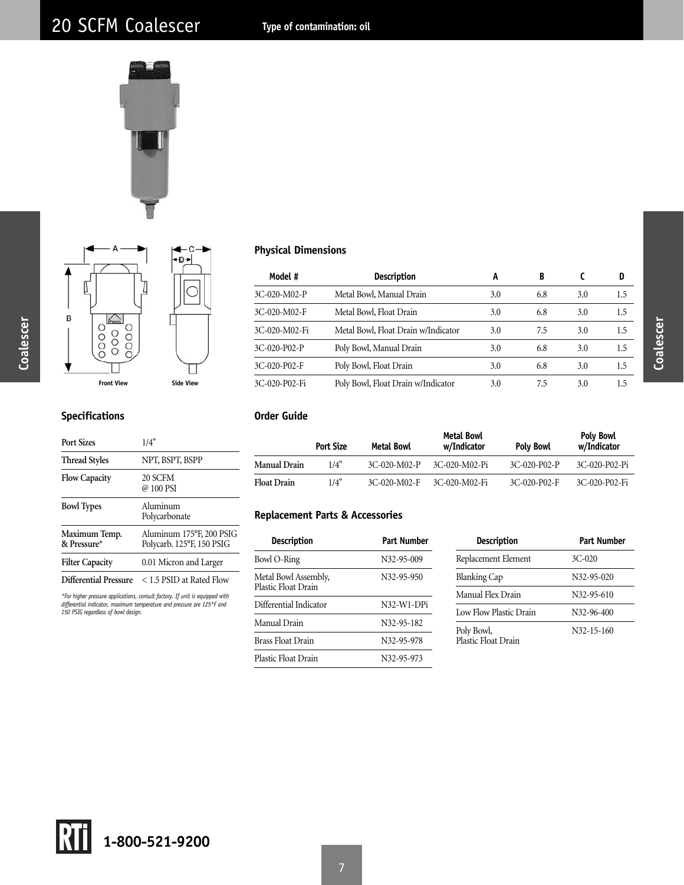# 20 SCFM Coalescer

**Type of contamination: oil**

Front View    Side View

## Physical Dimensions

| Model # | Description | A | B | C | D |
|---|---|---|---|---|---|
| 3C-020-M02-P | Metal Bowl, Manual Drain | 3.0 | 6.8 | 3.0 | 1.5 |
| 3C-020-M02-F | Metal Bowl, Float Drain | 3.0 | 6.8 | 3.0 | 1.5 |
| 3C-020-M02-Fi | Metal Bowl, Float Drain w/Indicator | 3.0 | 7.5 | 3.0 | 1.5 |
| 3C-020-P02-P | Poly Bowl, Manual Drain | 3.0 | 6.8 | 3.0 | 1.5 |
| 3C-020-P02-F | Poly Bowl, Float Drain | 3.0 | 6.8 | 3.0 | 1.5 |
| 3C-020-P02-Fi | Poly Bowl, Float Drain w/Indicator | 3.0 | 7.5 | 3.0 | 1.5 |

## Specifications

| | |
|---|---|
| **Port Sizes** | 1/4" |
| **Thread Styles** | NPT, BSPT, BSPP |
| **Flow Capacity** | 20 SCFM @ 100 PSI |
| **Bowl Types** | Aluminum Polycarbonate |
| **Maximum Temp. & Pressure*** | Aluminum 175°F, 200 PSIG Polycarb. 125°F, 150 PSIG |
| **Filter Capacity** | 0.01 Micron and Larger |
| **Differential Pressure** | < 1.5 PSID at Rated Flow |

*For higher pressure applications, consult factory. If unit is equipped with differential indicator, maximum temperature and pressure are 125°F and 150 PSIG regardless of bowl design.*

## Order Guide

| | Port Size | Metal Bowl | Metal Bowl w/Indicator | Poly Bowl | Poly Bowl w/Indicator |
|---|---|---|---|---|---|
| **Manual Drain** | 1/4" | 3C-020-M02-P | 3C-020-M02-Pi | 3C-020-P02-P | 3C-020-P02-Pi |
| **Float Drain** | 1/4" | 3C-020-M02-F | 3C-020-M02-Fi | 3C-020-P02-F | 3C-020-P02-Fi |

## Replacement Parts & Accessories

| Description | Part Number |
|---|---|
| Bowl O-Ring | N32-95-009 |
| Metal Bowl Assembly, Plastic Float Drain | N32-95-950 |
| Differential Indicator | N32-W1-DPi |
| Manual Drain | N32-95-182 |
| Brass Float Drain | N32-95-978 |
| Plastic Float Drain | N32-95-973 |

| Description | Part Number |
|---|---|
| Replacement Element | 3C-020 |
| Blanking Cap | N32-95-020 |
| Manual Flex Drain | N32-95-610 |
| Low Flow Plastic Drain | N32-96-400 |
| Poly Bowl, Plastic Float Drain | N32-15-160 |

RTi 1-800-521-9200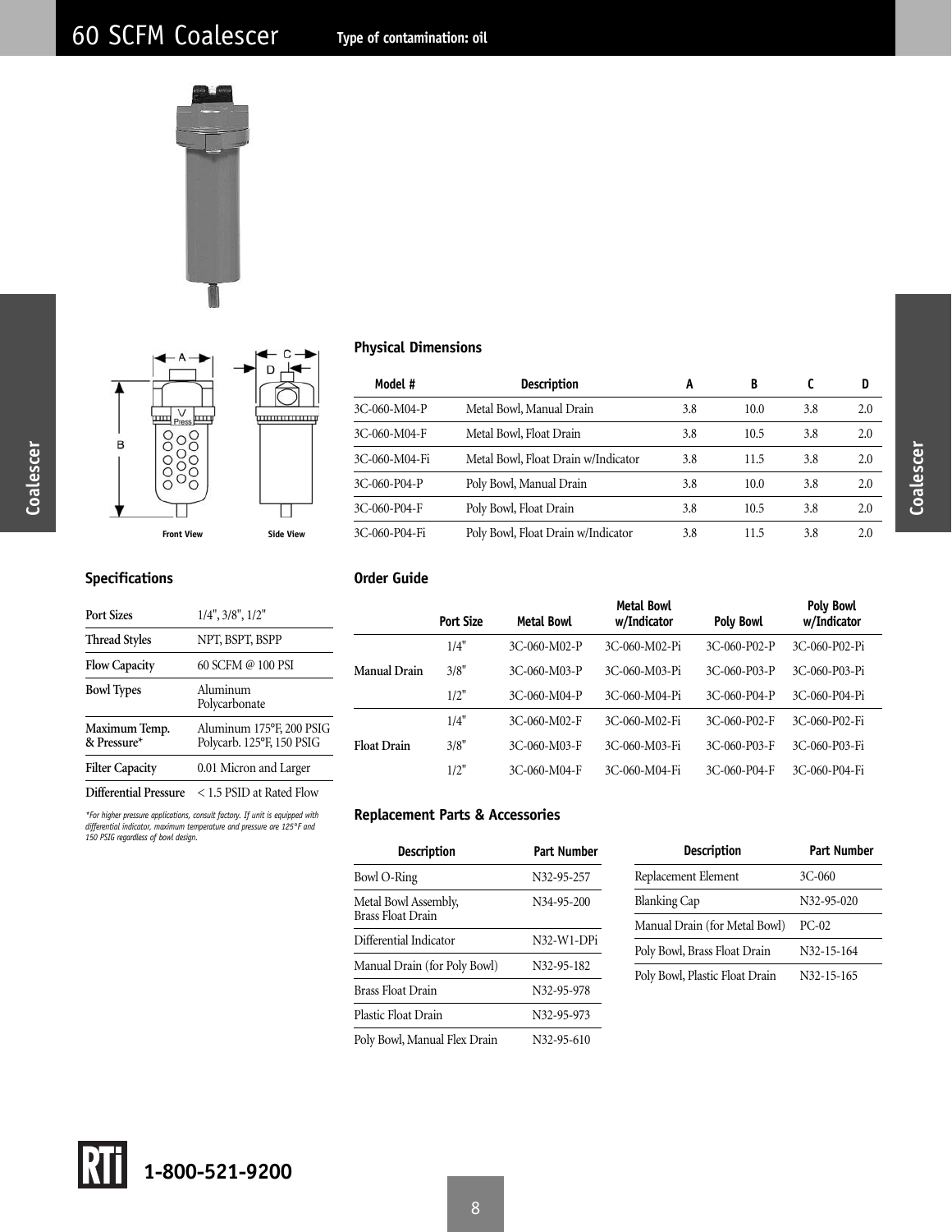# 60 SCFM Coalescer

**Type of contamination: oil**

Front View Side View

## Physical Dimensions

| Model # | Description | A | B | C | D |
|---|---|---|---|---|---|
| 3C-060-M04-P | Metal Bowl, Manual Drain | 3.8 | 10.0 | 3.8 | 2.0 |
| 3C-060-M04-F | Metal Bowl, Float Drain | 3.8 | 10.5 | 3.8 | 2.0 |
| 3C-060-M04-Fi | Metal Bowl, Float Drain w/Indicator | 3.8 | 11.5 | 3.8 | 2.0 |
| 3C-060-P04-P | Poly Bowl, Manual Drain | 3.8 | 10.0 | 3.8 | 2.0 |
| 3C-060-P04-F | Poly Bowl, Float Drain | 3.8 | 10.5 | 3.8 | 2.0 |
| 3C-060-P04-Fi | Poly Bowl, Float Drain w/Indicator | 3.8 | 11.5 | 3.8 | 2.0 |

## Specifications

| | |
|---|---|
| Port Sizes | 1/4", 3/8", 1/2" |
| Thread Styles | NPT, BSPT, BSPP |
| Flow Capacity | 60 SCFM @ 100 PSI |
| Bowl Types | Aluminum Polycarbonate |
| Maximum Temp. & Pressure* | Aluminum 175°F, 200 PSIG Polycarb. 125°F, 150 PSIG |
| Filter Capacity | 0.01 Micron and Larger |
| Differential Pressure | < 1.5 PSID at Rated Flow |

*For higher pressure applications, consult factory. If unit is equipped with differential indicator, maximum temperature and pressure are 125°F and 150 PSIG regardless of bowl design.*

## Order Guide

| | Port Size | Metal Bowl | Metal Bowl w/Indicator | Poly Bowl | Poly Bowl w/Indicator |
|---|---|---|---|---|---|
| Manual Drain | 1/4" | 3C-060-M02-P | 3C-060-M02-Pi | 3C-060-P02-P | 3C-060-P02-Pi |
| | 3/8" | 3C-060-M03-P | 3C-060-M03-Pi | 3C-060-P03-P | 3C-060-P03-Pi |
| | 1/2" | 3C-060-M04-P | 3C-060-M04-Pi | 3C-060-P04-P | 3C-060-P04-Pi |
| Float Drain | 1/4" | 3C-060-M02-F | 3C-060-M02-Fi | 3C-060-P02-F | 3C-060-P02-Fi |
| | 3/8" | 3C-060-M03-F | 3C-060-M03-Fi | 3C-060-P03-F | 3C-060-P03-Fi |
| | 1/2" | 3C-060-M04-F | 3C-060-M04-Fi | 3C-060-P04-F | 3C-060-P04-Fi |

## Replacement Parts & Accessories

| Description | Part Number |
|---|---|
| Bowl O-Ring | N32-95-257 |
| Metal Bowl Assembly, Brass Float Drain | N34-95-200 |
| Differential Indicator | N32-W1-DPi |
| Manual Drain (for Poly Bowl) | N32-95-182 |
| Brass Float Drain | N32-95-978 |
| Plastic Float Drain | N32-95-973 |
| Poly Bowl, Manual Flex Drain | N32-95-610 |

| Description | Part Number |
|---|---|
| Replacement Element | 3C-060 |
| Blanking Cap | N32-95-020 |
| Manual Drain (for Metal Bowl) | PC-02 |
| Poly Bowl, Brass Float Drain | N32-15-164 |
| Poly Bowl, Plastic Float Drain | N32-15-165 |

RTi 1-800-521-9200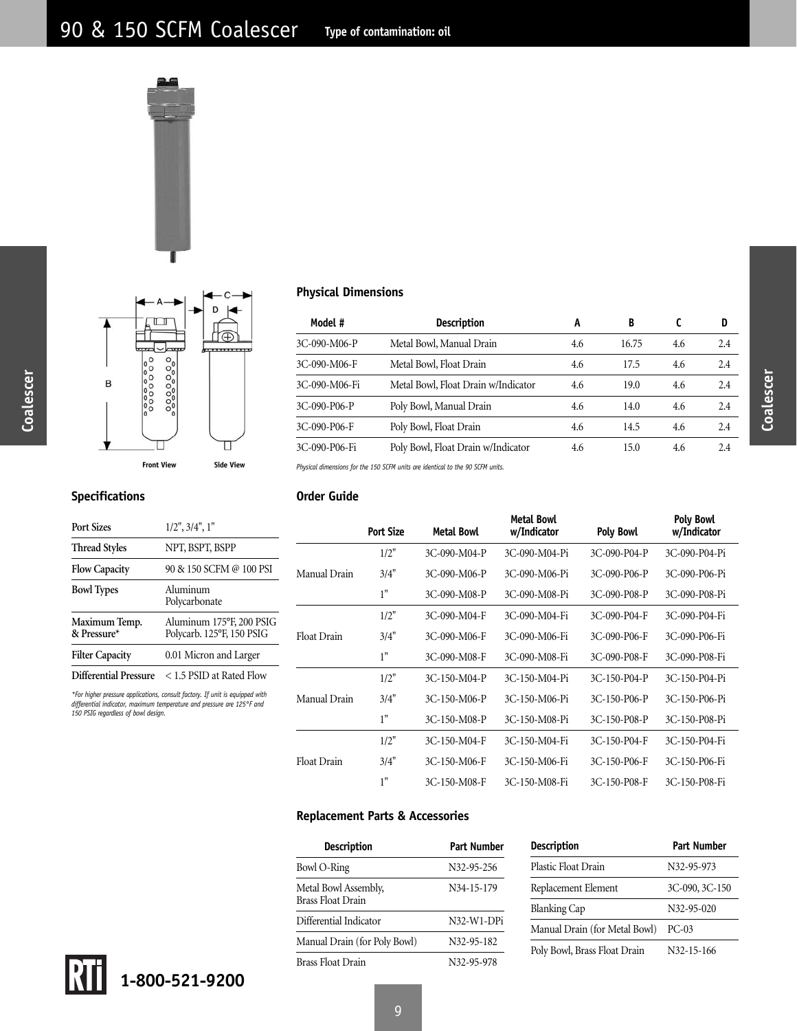# 90 & 150 SCFM Coalescer

**Type of contamination: oil**

Front View Side View

## Physical Dimensions

| Model # | Description | A | B | C | D |
|---|---|---|---|---|---|
| 3C-090-M06-P | Metal Bowl, Manual Drain | 4.6 | 16.75 | 4.6 | 2.4 |
| 3C-090-M06-F | Metal Bowl, Float Drain | 4.6 | 17.5 | 4.6 | 2.4 |
| 3C-090-M06-Fi | Metal Bowl, Float Drain w/Indicator | 4.6 | 19.0 | 4.6 | 2.4 |
| 3C-090-P06-P | Poly Bowl, Manual Drain | 4.6 | 14.0 | 4.6 | 2.4 |
| 3C-090-P06-F | Poly Bowl, Float Drain | 4.6 | 14.5 | 4.6 | 2.4 |
| 3C-090-P06-Fi | Poly Bowl, Float Drain w/Indicator | 4.6 | 15.0 | 4.6 | 2.4 |

*Physical dimensions for the 150 SCFM units are identical to the 90 SCFM units.*

## Specifications

| | |
|---|---|
| Port Sizes | 1/2", 3/4", 1" |
| Thread Styles | NPT, BSPT, BSPP |
| Flow Capacity | 90 & 150 SCFM @ 100 PSI |
| Bowl Types | Aluminum<br>Polycarbonate |
| Maximum Temp. & Pressure* | Aluminum 175°F, 200 PSIG<br>Polycarb. 125°F, 150 PSIG |
| Filter Capacity | 0.01 Micron and Larger |
| Differential Pressure | < 1.5 PSID at Rated Flow |

*\*For higher pressure applications, consult factory. If unit is equipped with differential indicator, maximum temperature and pressure are 125°F and 150 PSIG regardless of bowl design.*

## Order Guide

| | Port Size | Metal Bowl | Metal Bowl w/Indicator | Poly Bowl | Poly Bowl w/Indicator |
|---|---|---|---|---|---|
| Manual Drain | 1/2" | 3C-090-M04-P | 3C-090-M04-Pi | 3C-090-P04-P | 3C-090-P04-Pi |
| | 3/4" | 3C-090-M06-P | 3C-090-M06-Pi | 3C-090-P06-P | 3C-090-P06-Pi |
| | 1" | 3C-090-M08-P | 3C-090-M08-Pi | 3C-090-P08-P | 3C-090-P08-Pi |
| Float Drain | 1/2" | 3C-090-M04-F | 3C-090-M04-Fi | 3C-090-P04-F | 3C-090-P04-Fi |
| | 3/4" | 3C-090-M06-F | 3C-090-M06-Fi | 3C-090-P06-F | 3C-090-P06-Fi |
| | 1" | 3C-090-M08-F | 3C-090-M08-Fi | 3C-090-P08-F | 3C-090-P08-Fi |
| Manual Drain | 1/2" | 3C-150-M04-P | 3C-150-M04-Pi | 3C-150-P04-P | 3C-150-P04-Pi |
| | 3/4" | 3C-150-M06-P | 3C-150-M06-Pi | 3C-150-P06-P | 3C-150-P06-Pi |
| | 1" | 3C-150-M08-P | 3C-150-M08-Pi | 3C-150-P08-P | 3C-150-P08-Pi |
| Float Drain | 1/2" | 3C-150-M04-F | 3C-150-M04-Fi | 3C-150-P04-F | 3C-150-P04-Fi |
| | 3/4" | 3C-150-M06-F | 3C-150-M06-Fi | 3C-150-P06-F | 3C-150-P06-Fi |
| | 1" | 3C-150-M08-F | 3C-150-M08-Fi | 3C-150-P08-F | 3C-150-P08-Fi |

## Replacement Parts & Accessories

| Description | Part Number |
|---|---|
| Bowl O-Ring | N32-95-256 |
| Metal Bowl Assembly, Brass Float Drain | N34-15-179 |
| Differential Indicator | N32-W1-DPi |
| Manual Drain (for Poly Bowl) | N32-95-182 |
| Brass Float Drain | N32-95-978 |

| Description | Part Number |
|---|---|
| Plastic Float Drain | N32-95-973 |
| Replacement Element | 3C-090, 3C-150 |
| Blanking Cap | N32-95-020 |
| Manual Drain (for Metal Bowl) | PC-03 |
| Poly Bowl, Brass Float Drain | N32-15-166 |

RTi 1-800-521-9200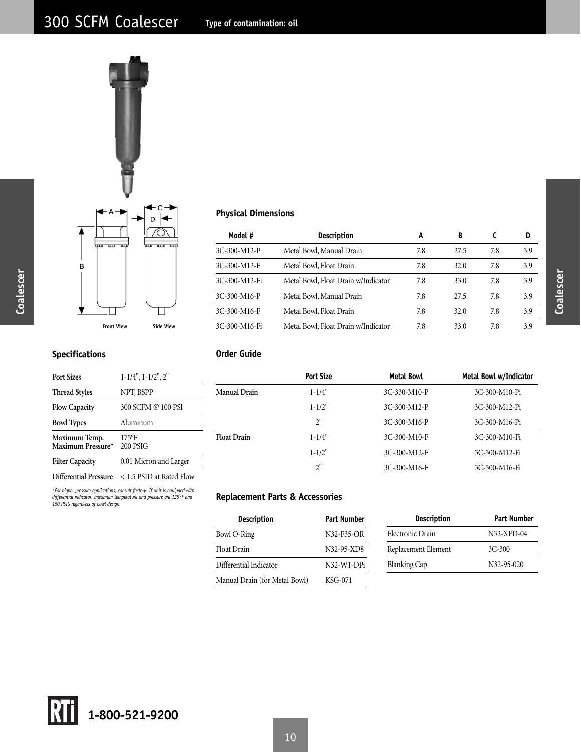# 300 SCFM Coalescer

**Type of contamination: oil**

Front View    Side View

## Physical Dimensions

| Model # | Description | A | B | C | D |
|---|---|---|---|---|---|
| 3C-300-M12-P | Metal Bowl, Manual Drain | 7.8 | 27.5 | 7.8 | 3.9 |
| 3C-300-M12-F | Metal Bowl, Float Drain | 7.8 | 32.0 | 7.8 | 3.9 |
| 3C-300-M12-Fi | Metal Bowl, Float Drain w/Indicator | 7.8 | 33.0 | 7.8 | 3.9 |
| 3C-300-M16-P | Metal Bowl, Manual Drain | 7.8 | 27.5 | 7.8 | 3.9 |
| 3C-300-M16-F | Metal Bowl, Float Drain | 7.8 | 32.0 | 7.8 | 3.9 |
| 3C-300-M16-Fi | Metal Bowl, Float Drain w/Indicator | 7.8 | 33.0 | 7.8 | 3.9 |

## Specifications

| | |
|---|---|
| **Port Sizes** | 1-1/4", 1-1/2", 2" |
| **Thread Styles** | NPT, BSPP |
| **Flow Capacity** | 300 SCFM @ 100 PSI |
| **Bowl Types** | Aluminum |
| **Maximum Temp.**<br>**Maximum Pressure*** | 175°F<br>200 PSIG |
| **Filter Capacity** | 0.01 Micron and Larger |
| **Differential Pressure** | < 1.5 PSID at Rated Flow |

*For higher pressure applications, consult factory. If unit is equipped with differential indicator, maximum temperature and pressure are 125°F and 150 PSIG regardless of bowl design.*

## Order Guide

| | Port Size | Metal Bowl | Metal Bowl w/Indicator |
|---|---|---|---|
| **Manual Drain** | 1-1/4" | 3C-330-M10-P | 3C-300-M10-Pi |
| | 1-1/2" | 3C-300-M12-P | 3C-300-M12-Pi |
| | 2" | 3C-300-M16-P | 3C-300-M16-Pi |
| **Float Drain** | 1-1/4" | 3C-300-M10-F | 3C-300-M10-Fi |
| | 1-1/2" | 3C-300-M12-F | 3C-300-M12-Fi |
| | 2" | 3C-300-M16-F | 3C-300-M16-Fi |

## Replacement Parts & Accessories

| Description | Part Number |
|---|---|
| Bowl O-Ring | N32-F35-OR |
| Float Drain | N32-95-XD8 |
| Differential Indicator | N32-W1-DPi |
| Manual Drain (for Metal Bowl) | KSG-071 |

| Description | Part Number |
|---|---|
| Electronic Drain | N32-XED-04 |
| Replacement Element | 3C-300 |
| Blanking Cap | N32-95-020 |

RTi 1-800-521-9200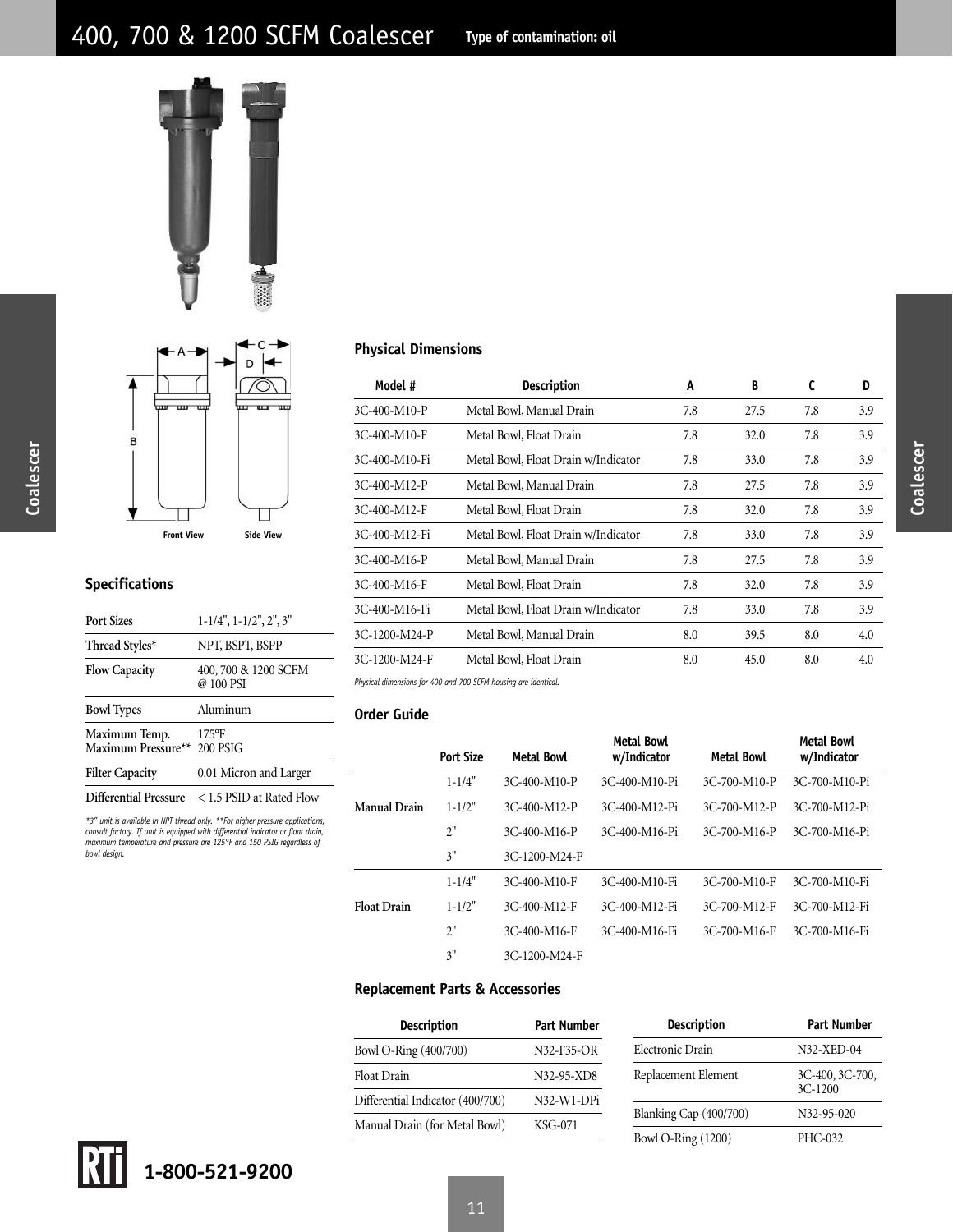# 400, 700 & 1200 SCFM Coalescer

**Type of contamination: oil**

Front View    Side View

## Specifications

| | |
|---|---|
| Port Sizes | 1-1/4", 1-1/2", 2", 3" |
| Thread Styles* | NPT, BSPT, BSPP |
| Flow Capacity | 400, 700 & 1200 SCFM @ 100 PSI |
| Bowl Types | Aluminum |
| Maximum Temp.<br>Maximum Pressure** | 175°F<br>200 PSIG |
| Filter Capacity | 0.01 Micron and Larger |
| Differential Pressure | < 1.5 PSID at Rated Flow |

*\*3" unit is available in NPT thread only. \*\*For higher pressure applications, consult factory. If unit is equipped with differential indicator or float drain, maximum temperature and pressure are 125°F and 150 PSIG regardless of bowl design.*

## Physical Dimensions

| Model # | Description | A | B | C | D |
|---|---|---|---|---|---|
| 3C-400-M10-P | Metal Bowl, Manual Drain | 7.8 | 27.5 | 7.8 | 3.9 |
| 3C-400-M10-F | Metal Bowl, Float Drain | 7.8 | 32.0 | 7.8 | 3.9 |
| 3C-400-M10-Fi | Metal Bowl, Float Drain w/Indicator | 7.8 | 33.0 | 7.8 | 3.9 |
| 3C-400-M12-P | Metal Bowl, Manual Drain | 7.8 | 27.5 | 7.8 | 3.9 |
| 3C-400-M12-F | Metal Bowl, Float Drain | 7.8 | 32.0 | 7.8 | 3.9 |
| 3C-400-M12-Fi | Metal Bowl, Float Drain w/Indicator | 7.8 | 33.0 | 7.8 | 3.9 |
| 3C-400-M16-P | Metal Bowl, Manual Drain | 7.8 | 27.5 | 7.8 | 3.9 |
| 3C-400-M16-F | Metal Bowl, Float Drain | 7.8 | 32.0 | 7.8 | 3.9 |
| 3C-400-M16-Fi | Metal Bowl, Float Drain w/Indicator | 7.8 | 33.0 | 7.8 | 3.9 |
| 3C-1200-M24-P | Metal Bowl, Manual Drain | 8.0 | 39.5 | 8.0 | 4.0 |
| 3C-1200-M24-F | Metal Bowl, Float Drain | 8.0 | 45.0 | 8.0 | 4.0 |

*Physical dimensions for 400 and 700 SCFM housing are identical.*

## Order Guide

| | Port Size | Metal Bowl | Metal Bowl w/Indicator | Metal Bowl | Metal Bowl w/Indicator |
|---|---|---|---|---|---|
| Manual Drain | 1-1/4" | 3C-400-M10-P | 3C-400-M10-Pi | 3C-700-M10-P | 3C-700-M10-Pi |
| | 1-1/2" | 3C-400-M12-P | 3C-400-M12-Pi | 3C-700-M12-P | 3C-700-M12-Pi |
| | 2" | 3C-400-M16-P | 3C-400-M16-Pi | 3C-700-M16-P | 3C-700-M16-Pi |
| | 3" | 3C-1200-M24-P | | | |
| Float Drain | 1-1/4" | 3C-400-M10-F | 3C-400-M10-Fi | 3C-700-M10-F | 3C-700-M10-Fi |
| | 1-1/2" | 3C-400-M12-F | 3C-400-M12-Fi | 3C-700-M12-F | 3C-700-M12-Fi |
| | 2" | 3C-400-M16-F | 3C-400-M16-Fi | 3C-700-M16-F | 3C-700-M16-Fi |
| | 3" | 3C-1200-M24-F | | | |

## Replacement Parts & Accessories

| Description | Part Number |
|---|---|
| Bowl O-Ring (400/700) | N32-F35-OR |
| Float Drain | N32-95-XD8 |
| Differential Indicator (400/700) | N32-W1-DPi |
| Manual Drain (for Metal Bowl) | KSG-071 |
| Electronic Drain | N32-XED-04 |
| Replacement Element | 3C-400, 3C-700, 3C-1200 |
| Blanking Cap (400/700) | N32-95-020 |
| Bowl O-Ring (1200) | PHC-032 |

RTi 1-800-521-9200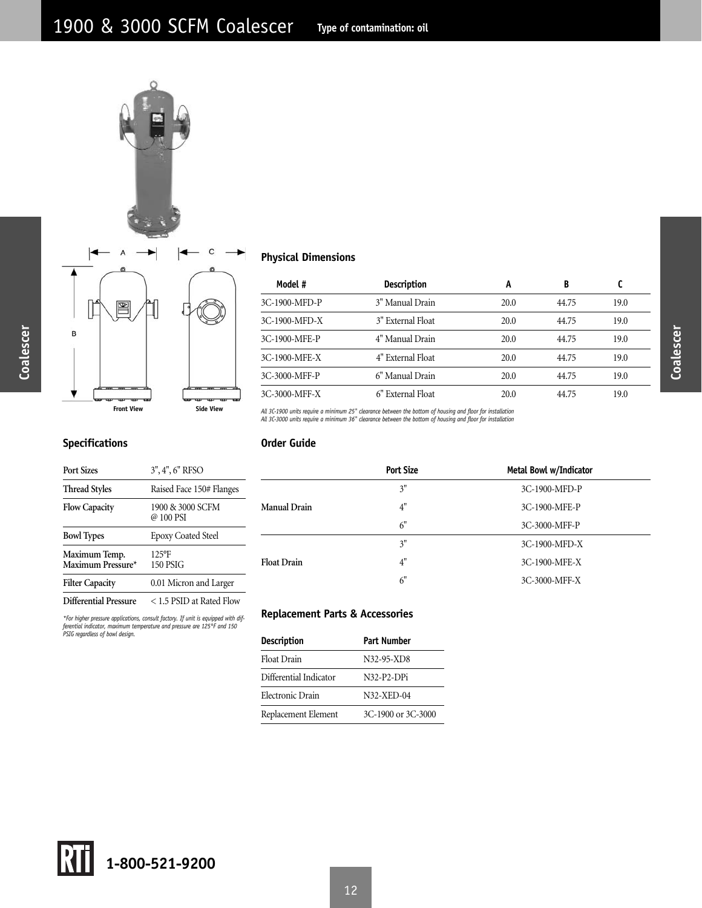# 1900 & 3000 SCFM Coalescer

Type of contamination: oil

Front View

Side View

## Physical Dimensions

| Model # | Description | A | B | C |
|---|---|---|---|---|
| 3C-1900-MFD-P | 3" Manual Drain | 20.0 | 44.75 | 19.0 |
| 3C-1900-MFD-X | 3" External Float | 20.0 | 44.75 | 19.0 |
| 3C-1900-MFE-P | 4" Manual Drain | 20.0 | 44.75 | 19.0 |
| 3C-1900-MFE-X | 4" External Float | 20.0 | 44.75 | 19.0 |
| 3C-3000-MFF-P | 6" Manual Drain | 20.0 | 44.75 | 19.0 |
| 3C-3000-MFF-X | 6" External Float | 20.0 | 44.75 | 19.0 |

*All 3C-1900 units require a minimum 25" clearance between the bottom of housing and floor for installation*
*All 3C-3000 units require a minimum 36" clearance between the bottom of housing and floor for installation*

## Specifications

| | |
|---|---|
| **Port Sizes** | 3", 4", 6" RFSO |
| **Thread Styles** | Raised Face 150# Flanges |
| **Flow Capacity** | 1900 & 3000 SCFM @ 100 PSI |
| **Bowl Types** | Epoxy Coated Steel |
| **Maximum Temp.** **Maximum Pressure*** | 125°F 150 PSIG |
| **Filter Capacity** | 0.01 Micron and Larger |
| **Differential Pressure** | < 1.5 PSID at Rated Flow |

*For higher pressure applications, consult factory. If unit is equipped with differential indicator, maximum temperature and pressure are 125°F and 150 PSIG regardless of bowl design.*

## Order Guide

| | Port Size | Metal Bowl w/Indicator |
|---|---|---|
| | 3" | 3C-1900-MFD-P |
| **Manual Drain** | 4" | 3C-1900-MFE-P |
| | 6" | 3C-3000-MFF-P |
| | 3" | 3C-1900-MFD-X |
| **Float Drain** | 4" | 3C-1900-MFE-X |
| | 6" | 3C-3000-MFF-X |

## Replacement Parts & Accessories

| Description | Part Number |
|---|---|
| Float Drain | N32-95-XD8 |
| Differential Indicator | N32-P2-DPi |
| Electronic Drain | N32-XED-04 |
| Replacement Element | 3C-1900 or 3C-3000 |

RTi 1-800-521-9200